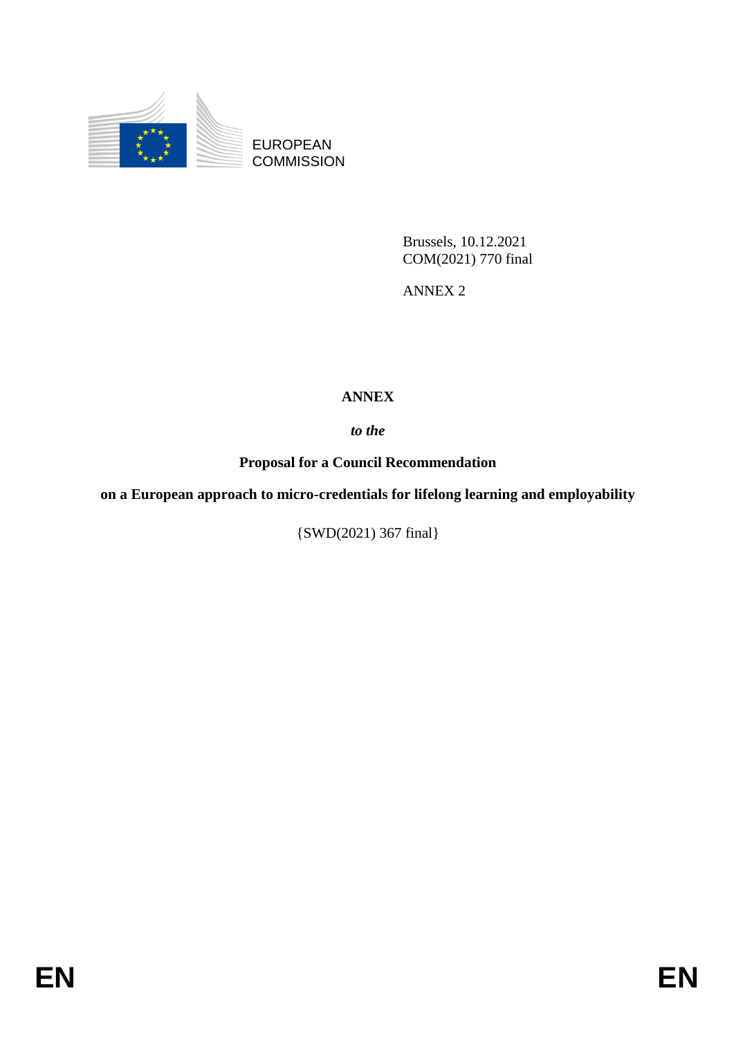EUROPEAN COMMISSION

Brussels, 10.12.2021
COM(2021) 770 final

ANNEX 2

# ANNEX

***to the***

## Proposal for a Council Recommendation

## on a European approach to micro-credentials for lifelong learning and employability

{SWD(2021) 367 final}

EN EN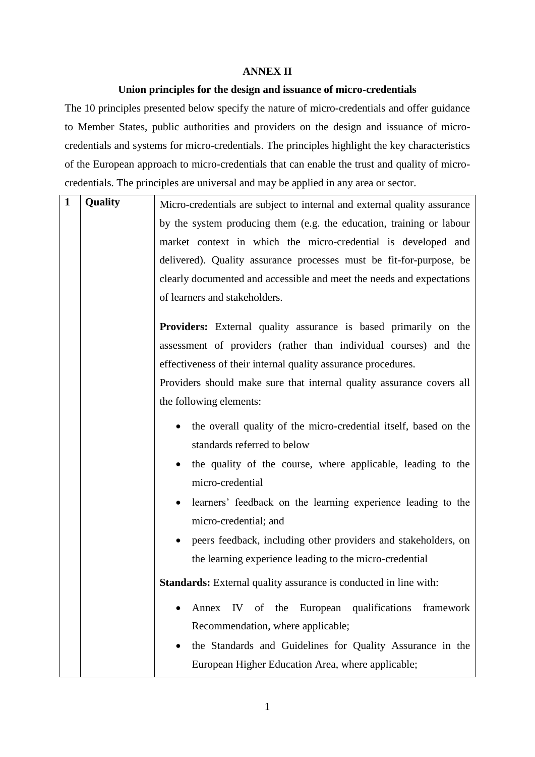**ANNEX II**

**Union principles for the design and issuance of micro-credentials**

The 10 principles presented below specify the nature of micro-credentials and offer guidance to Member States, public authorities and providers on the design and issuance of micro-credentials and systems for micro-credentials. The principles highlight the key characteristics of the European approach to micro-credentials that can enable the trust and quality of micro-credentials. The principles are universal and may be applied in any area or sector.

| 1 | Quality | Micro-credentials are subject to internal and external quality assurance by the system producing them (e.g. the education, training or labour market context in which the micro-credential is developed and delivered). Quality assurance processes must be fit-for-purpose, be clearly documented and accessible and meet the needs and expectations of learners and stakeholders.<br><br>**Providers:** External quality assurance is based primarily on the assessment of providers (rather than individual courses) and the effectiveness of their internal quality assurance procedures.<br>Providers should make sure that internal quality assurance covers all the following elements:<br>• the overall quality of the micro-credential itself, based on the standards referred to below<br>• the quality of the course, where applicable, leading to the micro-credential<br>• learners' feedback on the learning experience leading to the micro-credential; and<br>• peers feedback, including other providers and stakeholders, on the learning experience leading to the micro-credential<br><br>**Standards:** External quality assurance is conducted in line with:<br>• Annex IV of the European qualifications framework Recommendation, where applicable;<br>• the Standards and Guidelines for Quality Assurance in the European Higher Education Area, where applicable; |
|---|---|---|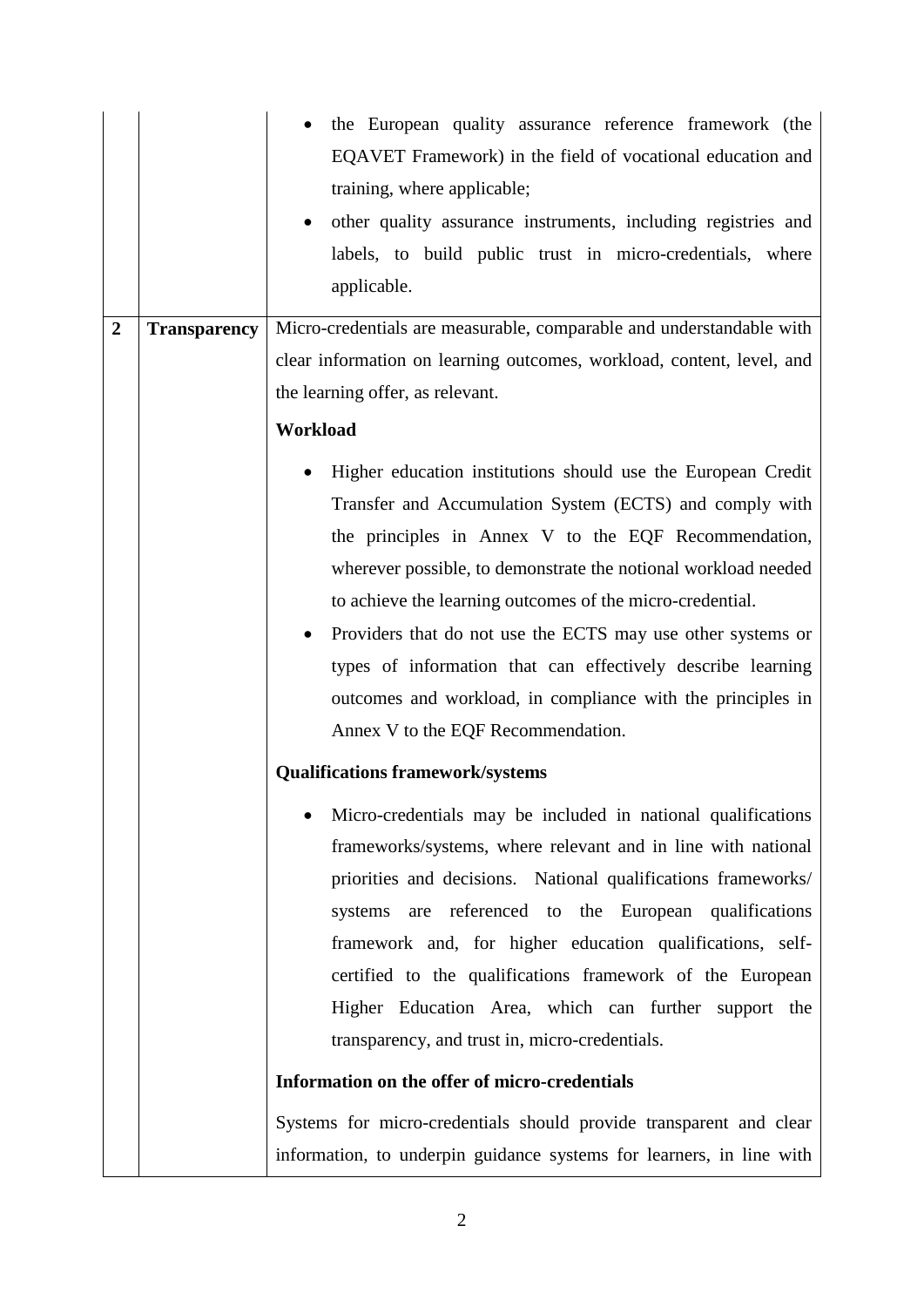| | | |
|---|---|---|
| | | • the European quality assurance reference framework (the EQAVET Framework) in the field of vocational education and training, where applicable;<br>• other quality assurance instruments, including registries and labels, to build public trust in micro-credentials, where applicable. |
| **2** | **Transparency** | Micro-credentials are measurable, comparable and understandable with clear information on learning outcomes, workload, content, level, and the learning offer, as relevant.<br><br>**Workload**<br><br>• Higher education institutions should use the European Credit Transfer and Accumulation System (ECTS) and comply with the principles in Annex V to the EQF Recommendation, wherever possible, to demonstrate the notional workload needed to achieve the learning outcomes of the micro-credential.<br>• Providers that do not use the ECTS may use other systems or types of information that can effectively describe learning outcomes and workload, in compliance with the principles in Annex V to the EQF Recommendation.<br><br>**Qualifications framework/systems**<br><br>• Micro-credentials may be included in national qualifications frameworks/systems, where relevant and in line with national priorities and decisions. National qualifications frameworks/ systems are referenced to the European qualifications framework and, for higher education qualifications, self-certified to the qualifications framework of the European Higher Education Area, which can further support the transparency, and trust in, micro-credentials.<br><br>**Information on the offer of micro-credentials**<br><br>Systems for micro-credentials should provide transparent and clear information, to underpin guidance systems for learners, in line with |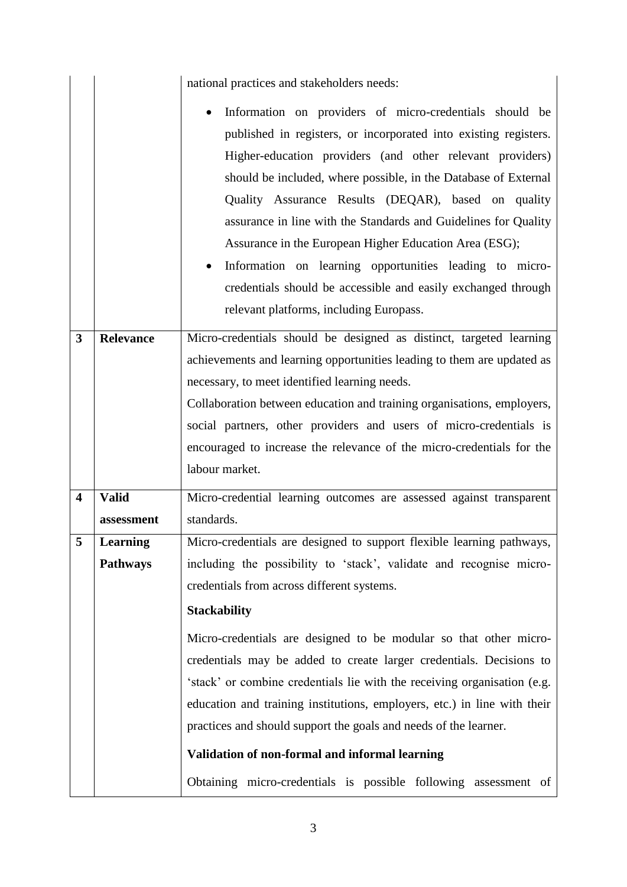| | | |
|---|---|---|
| | | national practices and stakeholders needs:<br>• Information on providers of micro-credentials should be published in registers, or incorporated into existing registers. Higher-education providers (and other relevant providers) should be included, where possible, in the Database of External Quality Assurance Results (DEQAR), based on quality assurance in line with the Standards and Guidelines for Quality Assurance in the European Higher Education Area (ESG);<br>• Information on learning opportunities leading to micro-credentials should be accessible and easily exchanged through relevant platforms, including Europass. |
| **3** | **Relevance** | Micro-credentials should be designed as distinct, targeted learning achievements and learning opportunities leading to them are updated as necessary, to meet identified learning needs.<br>Collaboration between education and training organisations, employers, social partners, other providers and users of micro-credentials is encouraged to increase the relevance of the micro-credentials for the labour market. |
| **4** | **Valid assessment** | Micro-credential learning outcomes are assessed against transparent standards. |
| **5** | **Learning Pathways** | Micro-credentials are designed to support flexible learning pathways, including the possibility to 'stack', validate and recognise micro-credentials from across different systems.<br>**Stackability**<br>Micro-credentials are designed to be modular so that other micro-credentials may be added to create larger credentials. Decisions to 'stack' or combine credentials lie with the receiving organisation (e.g. education and training institutions, employers, etc.) in line with their practices and should support the goals and needs of the learner.<br>**Validation of non-formal and informal learning**<br>Obtaining micro-credentials is possible following assessment of |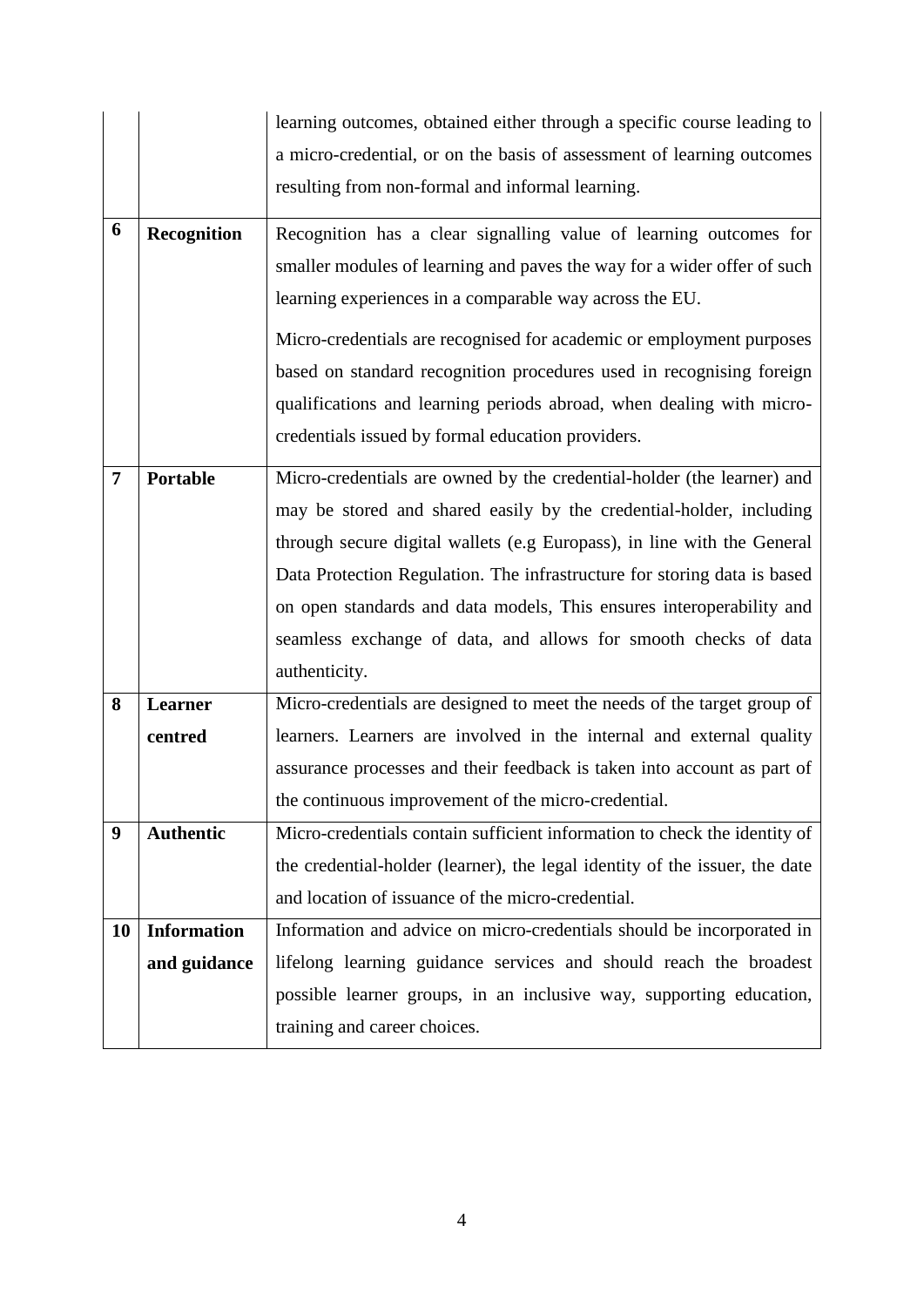| | | |
|---|---|---|
| | | learning outcomes, obtained either through a specific course leading to a micro-credential, or on the basis of assessment of learning outcomes resulting from non-formal and informal learning. |
| **6** | **Recognition** | Recognition has a clear signalling value of learning outcomes for smaller modules of learning and paves the way for a wider offer of such learning experiences in a comparable way across the EU.<br><br>Micro-credentials are recognised for academic or employment purposes based on standard recognition procedures used in recognising foreign qualifications and learning periods abroad, when dealing with micro-credentials issued by formal education providers. |
| **7** | **Portable** | Micro-credentials are owned by the credential-holder (the learner) and may be stored and shared easily by the credential-holder, including through secure digital wallets (e.g Europass), in line with the General Data Protection Regulation. The infrastructure for storing data is based on open standards and data models, This ensures interoperability and seamless exchange of data, and allows for smooth checks of data authenticity. |
| **8** | **Learner centred** | Micro-credentials are designed to meet the needs of the target group of learners. Learners are involved in the internal and external quality assurance processes and their feedback is taken into account as part of the continuous improvement of the micro-credential. |
| **9** | **Authentic** | Micro-credentials contain sufficient information to check the identity of the credential-holder (learner), the legal identity of the issuer, the date and location of issuance of the micro-credential. |
| **10** | **Information and guidance** | Information and advice on micro-credentials should be incorporated in lifelong learning guidance services and should reach the broadest possible learner groups, in an inclusive way, supporting education, training and career choices. |